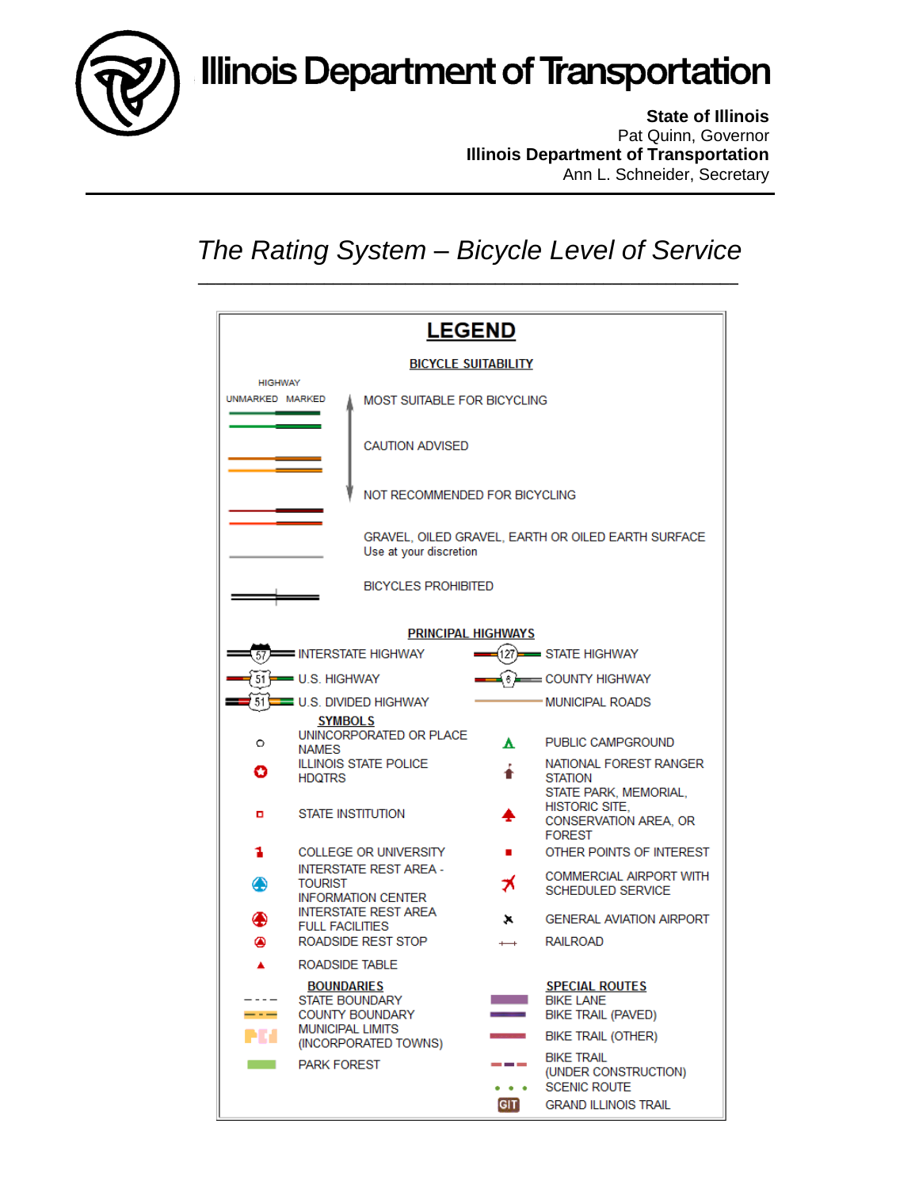# Illinois Department of Transportation

**State of Illinois**
Pat Quinn, Governor
**Illinois Department of Transportation**
Ann L. Schneider, Secretary

## *The Rating System – Bicycle Level of Service*

## LEGEND

### BICYCLE SUITABILITY

HIGHWAY
UNMARKED MARKED

MOST SUITABLE FOR BICYCLING

CAUTION ADVISED

NOT RECOMMENDED FOR BICYCLING

GRAVEL, OILED GRAVEL, EARTH OR OILED EARTH SURFACE
Use at your discretion

BICYCLES PROHIBITED

### PRINCIPAL HIGHWAYS

- INTERSTATE HIGHWAY
- U.S. HIGHWAY
- U.S. DIVIDED HIGHWAY
- STATE HIGHWAY
- COUNTY HIGHWAY
- MUNICIPAL ROADS

### SYMBOLS

- UNINCORPORATED OR PLACE NAMES
- ILLINOIS STATE POLICE HDQTRS
- STATE INSTITUTION
- COLLEGE OR UNIVERSITY
- INTERSTATE REST AREA - TOURIST INFORMATION CENTER
- INTERSTATE REST AREA FULL FACILITIES
- ROADSIDE REST STOP
- ROADSIDE TABLE
- PUBLIC CAMPGROUND
- NATIONAL FOREST RANGER STATION
- STATE PARK, MEMORIAL, HISTORIC SITE, CONSERVATION AREA, OR FOREST
- OTHER POINTS OF INTEREST
- COMMERCIAL AIRPORT WITH SCHEDULED SERVICE
- GENERAL AVIATION AIRPORT
- RAILROAD

### BOUNDARIES

- STATE BOUNDARY
- COUNTY BOUNDARY
- MUNICIPAL LIMITS (INCORPORATED TOWNS)
- PARK FOREST

### SPECIAL ROUTES

- BIKE LANE
- BIKE TRAIL (PAVED)
- BIKE TRAIL (OTHER)
- BIKE TRAIL (UNDER CONSTRUCTION)
- SCENIC ROUTE
- GIT GRAND ILLINOIS TRAIL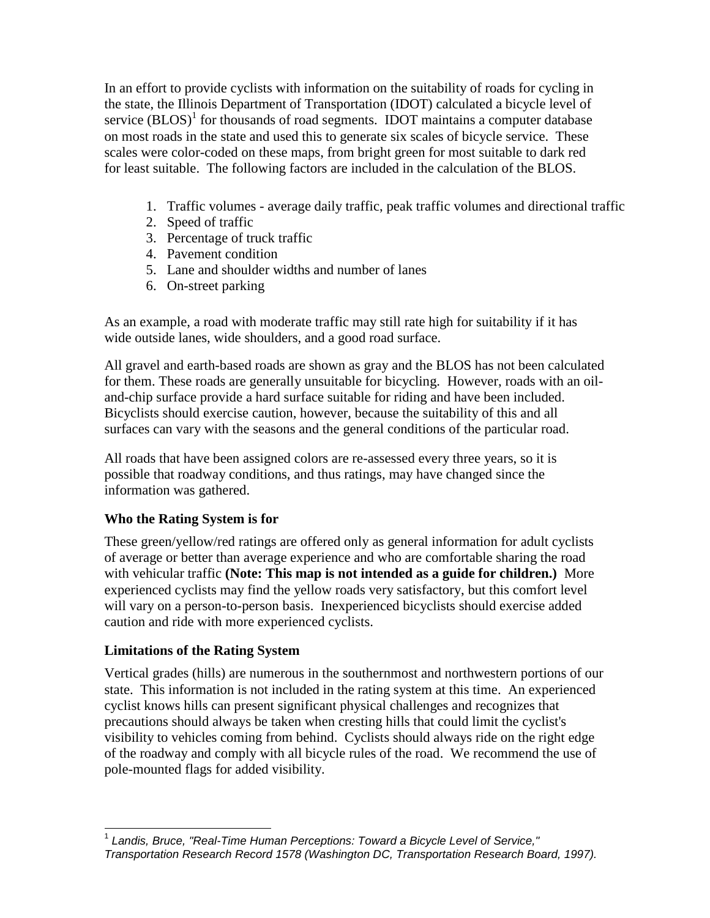In an effort to provide cyclists with information on the suitability of roads for cycling in the state, the Illinois Department of Transportation (IDOT) calculated a bicycle level of service (BLOS)[1] for thousands of road segments. IDOT maintains a computer database on most roads in the state and used this to generate six scales of bicycle service. These scales were color-coded on these maps, from bright green for most suitable to dark red for least suitable. The following factors are included in the calculation of the BLOS.

1. Traffic volumes - average daily traffic, peak traffic volumes and directional traffic
2. Speed of traffic
3. Percentage of truck traffic
4. Pavement condition
5. Lane and shoulder widths and number of lanes
6. On-street parking

As an example, a road with moderate traffic may still rate high for suitability if it has wide outside lanes, wide shoulders, and a good road surface.

All gravel and earth-based roads are shown as gray and the BLOS has not been calculated for them. These roads are generally unsuitable for bicycling. However, roads with an oil-and-chip surface provide a hard surface suitable for riding and have been included. Bicyclists should exercise caution, however, because the suitability of this and all surfaces can vary with the seasons and the general conditions of the particular road.

All roads that have been assigned colors are re-assessed every three years, so it is possible that roadway conditions, and thus ratings, may have changed since the information was gathered.

### Who the Rating System is for

These green/yellow/red ratings are offered only as general information for adult cyclists of average or better than average experience and who are comfortable sharing the road with vehicular traffic **(Note: This map is not intended as a guide for children.)** More experienced cyclists may find the yellow roads very satisfactory, but this comfort level will vary on a person-to-person basis. Inexperienced bicyclists should exercise added caution and ride with more experienced cyclists.

### Limitations of the Rating System

Vertical grades (hills) are numerous in the southernmost and northwestern portions of our state. This information is not included in the rating system at this time. An experienced cyclist knows hills can present significant physical challenges and recognizes that precautions should always be taken when cresting hills that could limit the cyclist's visibility to vehicles coming from behind. Cyclists should always ride on the right edge of the roadway and comply with all bicycle rules of the road. We recommend the use of pole-mounted flags for added visibility.

---

[1] *Landis, Bruce, "Real-Time Human Perceptions: Toward a Bicycle Level of Service," Transportation Research Record 1578 (Washington DC, Transportation Research Board, 1997).*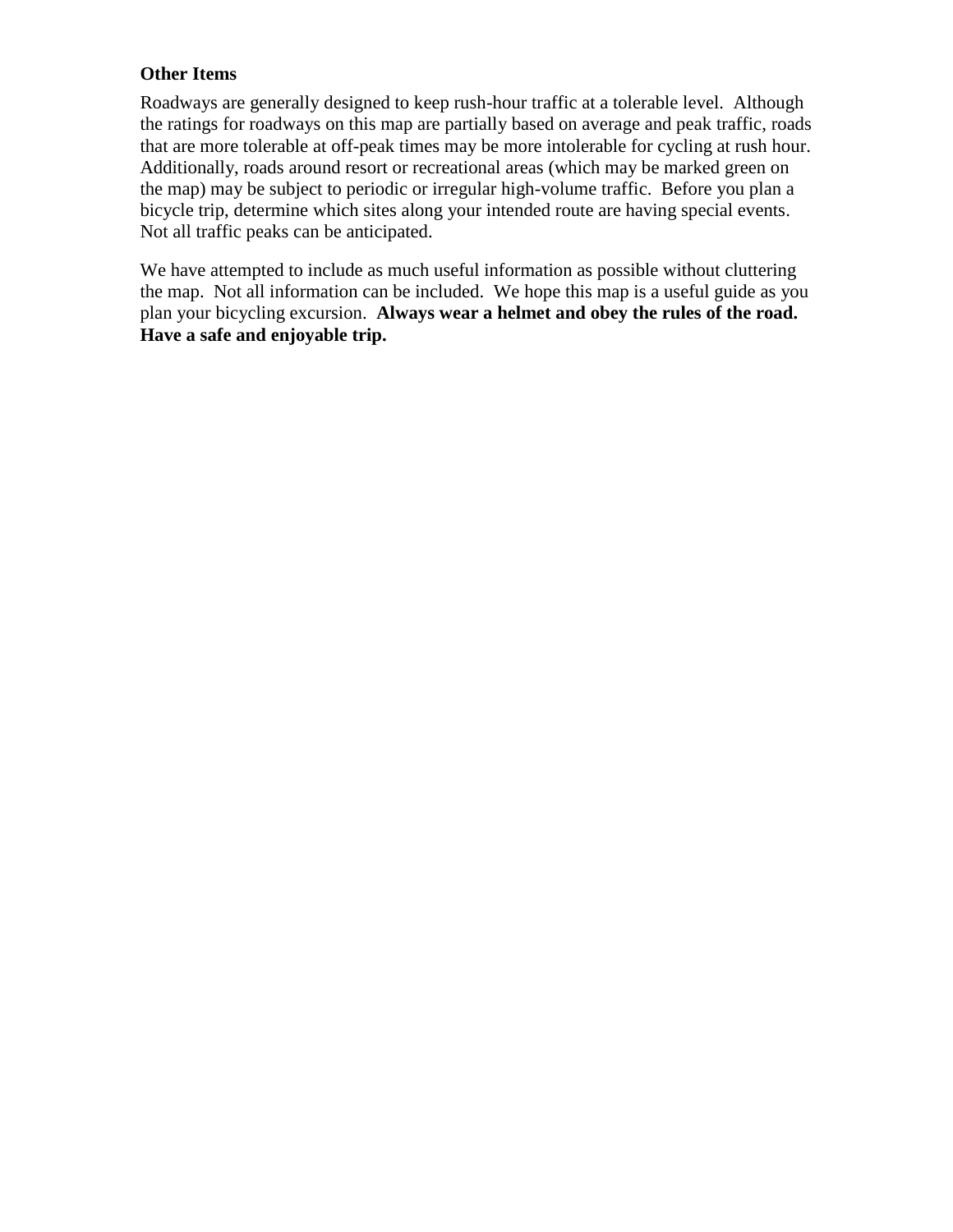**Other Items**

Roadways are generally designed to keep rush-hour traffic at a tolerable level. Although the ratings for roadways on this map are partially based on average and peak traffic, roads that are more tolerable at off-peak times may be more intolerable for cycling at rush hour. Additionally, roads around resort or recreational areas (which may be marked green on the map) may be subject to periodic or irregular high-volume traffic. Before you plan a bicycle trip, determine which sites along your intended route are having special events. Not all traffic peaks can be anticipated.

We have attempted to include as much useful information as possible without cluttering the map. Not all information can be included. We hope this map is a useful guide as you plan your bicycling excursion. **Always wear a helmet and obey the rules of the road. Have a safe and enjoyable trip.**